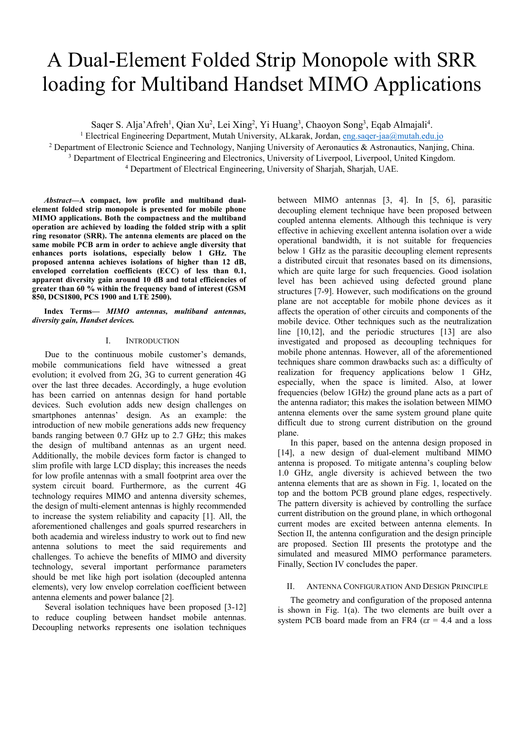# A Dual-Element Folded Strip Monopole with SRR loading for Multiband Handset MIMO Applications

Saqer S. Alja'Afreh[1], Qian Xu[2], Lei Xing[2], Yi Huang[3], Chaoyon Song[3], Eqab Almajali[4].

[1] Electrical Engineering Department, Mutah University, ALkarak, Jordan, eng.saqer-jaa@mutah.edu.jo

[2] Department of Electronic Science and Technology, Nanjing University of Aeronautics & Astronautics, Nanjing, China.

[3] Department of Electrical Engineering and Electronics, University of Liverpool, Liverpool, United Kingdom.

[4] Department of Electrical Engineering, University of Sharjah, Sharjah, UAE.

***Abstract*—A compact, low profile and multiband dual-element folded strip monopole is presented for mobile phone MIMO applications. Both the compactness and the multiband operation are achieved by loading the folded strip with a split ring resonator (SRR). The antenna elements are placed on the same mobile PCB arm in order to achieve angle diversity that enhances ports isolations, especially below 1 GHz. The proposed antenna achieves isolations of higher than 12 dB, enveloped correlation coefficients (ECC) of less than 0.1, apparent diversity gain around 10 dB and total efficiencies of greater than 60 % within the frequency band of interest (GSM 850, DCS1800, PCS 1900 and LTE 2500).**

**Index Terms—** ***MIMO antennas, multiband antennas, diversity gain, Handset devices.***

## I. Introduction

Due to the continuous mobile customer's demands, mobile communications field have witnessed a great evolution; it evolved from 2G, 3G to current generation 4G over the last three decades. Accordingly, a huge evolution has been carried on antennas design for hand portable devices. Such evolution adds new design challenges on smartphones antennas' design. As an example: the introduction of new mobile generations adds new frequency bands ranging between 0.7 GHz up to 2.7 GHz; this makes the design of multiband antennas as an urgent need. Additionally, the mobile devices form factor is changed to slim profile with large LCD display; this increases the needs for low profile antennas with a small footprint area over the system circuit board. Furthermore, as the current 4G technology requires MIMO and antenna diversity schemes, the design of multi-element antennas is highly recommended to increase the system reliability and capacity [1]. All, the aforementioned challenges and goals spurred researchers in both academia and wireless industry to work out to find new antenna solutions to meet the said requirements and challenges. To achieve the benefits of MIMO and diversity technology, several important performance parameters should be met like high port isolation (decoupled antenna elements), very low envelop correlation coefficient between antenna elements and power balance [2].

Several isolation techniques have been proposed [3-12] to reduce coupling between handset mobile antennas. Decoupling networks represents one isolation techniques between MIMO antennas [3, 4]. In [5, 6], parasitic decoupling element technique have been proposed between coupled antenna elements. Although this technique is very effective in achieving excellent antenna isolation over a wide operational bandwidth, it is not suitable for frequencies below 1 GHz as the parasitic decoupling element represents a distributed circuit that resonates based on its dimensions, which are quite large for such frequencies. Good isolation level has been achieved using defected ground plane structures [7-9]. However, such modifications on the ground plane are not acceptable for mobile phone devices as it affects the operation of other circuits and components of the mobile device. Other techniques such as the neutralization line [10,12], and the periodic structures [13] are also investigated and proposed as decoupling techniques for mobile phone antennas. However, all of the aforementioned techniques share common drawbacks such as: a difficulty of realization for frequency applications below 1 GHz, especially, when the space is limited. Also, at lower frequencies (below 1GHz) the ground plane acts as a part of the antenna radiator; this makes the isolation between MIMO antenna elements over the same system ground plane quite difficult due to strong current distribution on the ground plane.

In this paper, based on the antenna design proposed in [14], a new design of dual-element multiband MIMO antenna is proposed. To mitigate antenna's coupling below 1.0 GHz, angle diversity is achieved between the two antenna elements that are as shown in Fig. 1, located on the top and the bottom PCB ground plane edges, respectively. The pattern diversity is achieved by controlling the surface current distribution on the ground plane, in which orthogonal current modes are excited between antenna elements. In Section II, the antenna configuration and the design principle are proposed. Section III presents the prototype and the simulated and measured MIMO performance parameters. Finally, Section IV concludes the paper.

## II. Antenna Configuration And Design Principle

The geometry and configuration of the proposed antenna is shown in Fig. 1(a). The two elements are built over a system PCB board made from an FR4 ($\varepsilon_r$ = 4.4 and a loss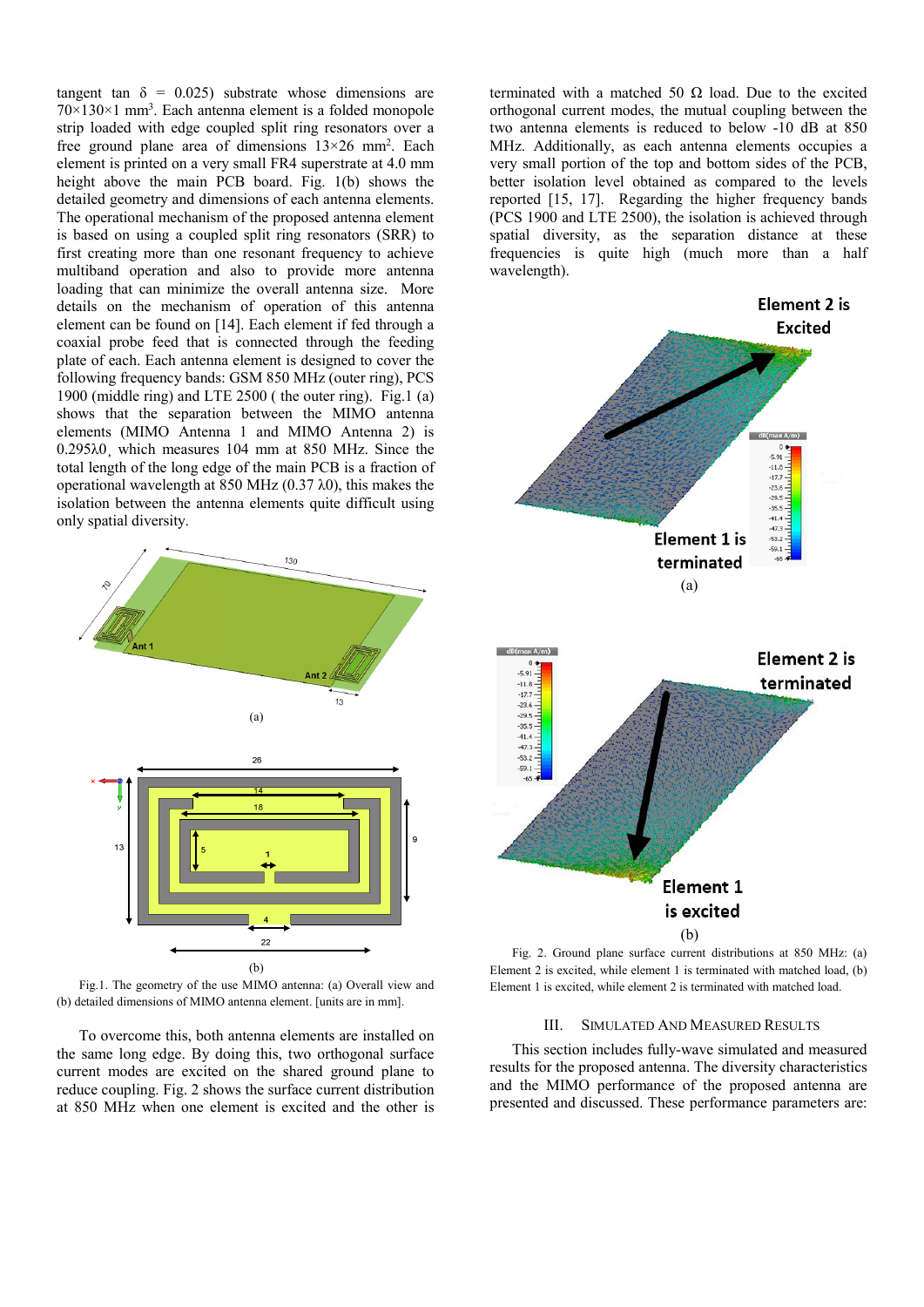tangent tan δ = 0.025) substrate whose dimensions are $70\times130\times1$ mm$^3$. Each antenna element is a folded monopole strip loaded with edge coupled split ring resonators over a free ground plane area of dimensions $13\times26$ mm$^2$. Each element is printed on a very small FR4 superstrate at 4.0 mm height above the main PCB board. Fig. 1(b) shows the detailed geometry and dimensions of each antenna elements. The operational mechanism of the proposed antenna element is based on using a coupled split ring resonators (SRR) to first creating more than one resonant frequency to achieve multiband operation and also to provide more antenna loading that can minimize the overall antenna size. More details on the mechanism of operation of this antenna element can be found on [14]. Each element if fed through a coaxial probe feed that is connected through the feeding plate of each. Each antenna element is designed to cover the following frequency bands: GSM 850 MHz (outer ring), PCS 1900 (middle ring) and LTE 2500 ( the outer ring). Fig.1 (a) shows that the separation between the MIMO antenna elements (MIMO Antenna 1 and MIMO Antenna 2) is $0.295\lambda0$¸ which measures 104 mm at 850 MHz. Since the total length of the long edge of the main PCB is a fraction of operational wavelength at 850 MHz (0.37 $\lambda0$), this makes the isolation between the antenna elements quite difficult using only spatial diversity.

Fig.1. The geometry of the use MIMO antenna: (a) Overall view and (b) detailed dimensions of MIMO antenna element. [units are in mm].

To overcome this, both antenna elements are installed on the same long edge. By doing this, two orthogonal surface current modes are excited on the shared ground plane to reduce coupling. Fig. 2 shows the surface current distribution at 850 MHz when one element is excited and the other is terminated with a matched 50 Ω load. Due to the excited orthogonal current modes, the mutual coupling between the two antenna elements is reduced to below -10 dB at 850 MHz. Additionally, as each antenna elements occupies a very small portion of the top and bottom sides of the PCB, better isolation level obtained as compared to the levels reported [15, 17]. Regarding the higher frequency bands (PCS 1900 and LTE 2500), the isolation is achieved through spatial diversity, as the separation distance at these frequencies is quite high (much more than a half wavelength).

Fig. 2. Ground plane surface current distributions at 850 MHz: (a) Element 2 is excited, while element 1 is terminated with matched load, (b) Element 1 is excited, while element 2 is terminated with matched load.

## III. Simulated and Measured Results

This section includes fully-wave simulated and measured results for the proposed antenna. The diversity characteristics and the MIMO performance of the proposed antenna are presented and discussed. These performance parameters are: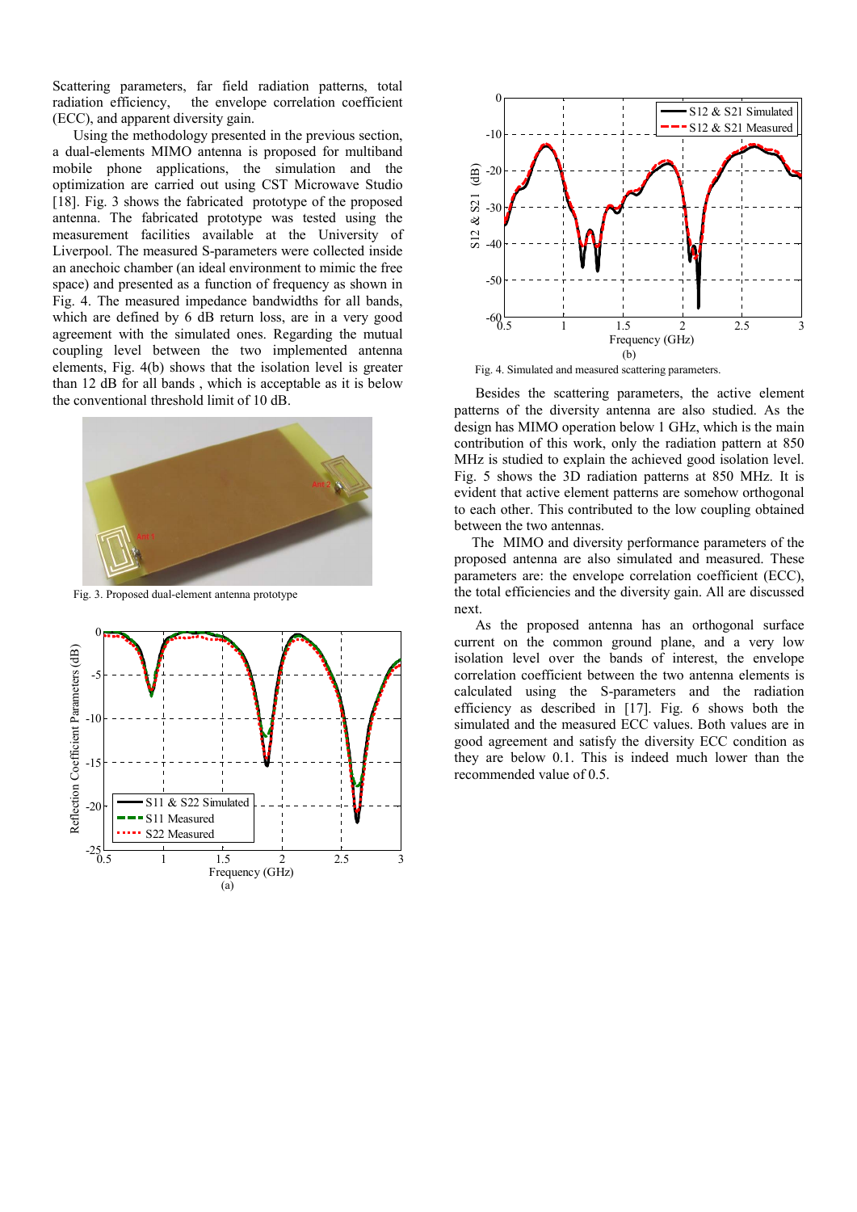Scattering parameters, far field radiation patterns, total radiation efficiency, the envelope correlation coefficient (ECC), and apparent diversity gain.

Using the methodology presented in the previous section, a dual-elements MIMO antenna is proposed for multiband mobile phone applications, the simulation and the optimization are carried out using CST Microwave Studio [18]. Fig. 3 shows the fabricated prototype of the proposed antenna. The fabricated prototype was tested using the measurement facilities available at the University of Liverpool. The measured S-parameters were collected inside an anechoic chamber (an ideal environment to mimic the free space) and presented as a function of frequency as shown in Fig. 4. The measured impedance bandwidths for all bands, which are defined by 6 dB return loss, are in a very good agreement with the simulated ones. Regarding the mutual coupling level between the two implemented antenna elements, Fig. 4(b) shows that the isolation level is greater than 12 dB for all bands , which is acceptable as it is below the conventional threshold limit of 10 dB.

Fig. 3. Proposed dual-element antenna prototype

(a)

(b)

Fig. 4. Simulated and measured scattering parameters.

Besides the scattering parameters, the active element patterns of the diversity antenna are also studied. As the design has MIMO operation below 1 GHz, which is the main contribution of this work, only the radiation pattern at 850 MHz is studied to explain the achieved good isolation level. Fig. 5 shows the 3D radiation patterns at 850 MHz. It is evident that active element patterns are somehow orthogonal to each other. This contributed to the low coupling obtained between the two antennas.

The MIMO and diversity performance parameters of the proposed antenna are also simulated and measured. These parameters are: the envelope correlation coefficient (ECC), the total efficiencies and the diversity gain. All are discussed next.

As the proposed antenna has an orthogonal surface current on the common ground plane, and a very low isolation level over the bands of interest, the envelope correlation coefficient between the two antenna elements is calculated using the S-parameters and the radiation efficiency as described in [17]. Fig. 6 shows both the simulated and the measured ECC values. Both values are in good agreement and satisfy the diversity ECC condition as they are below 0.1. This is indeed much lower than the recommended value of 0.5.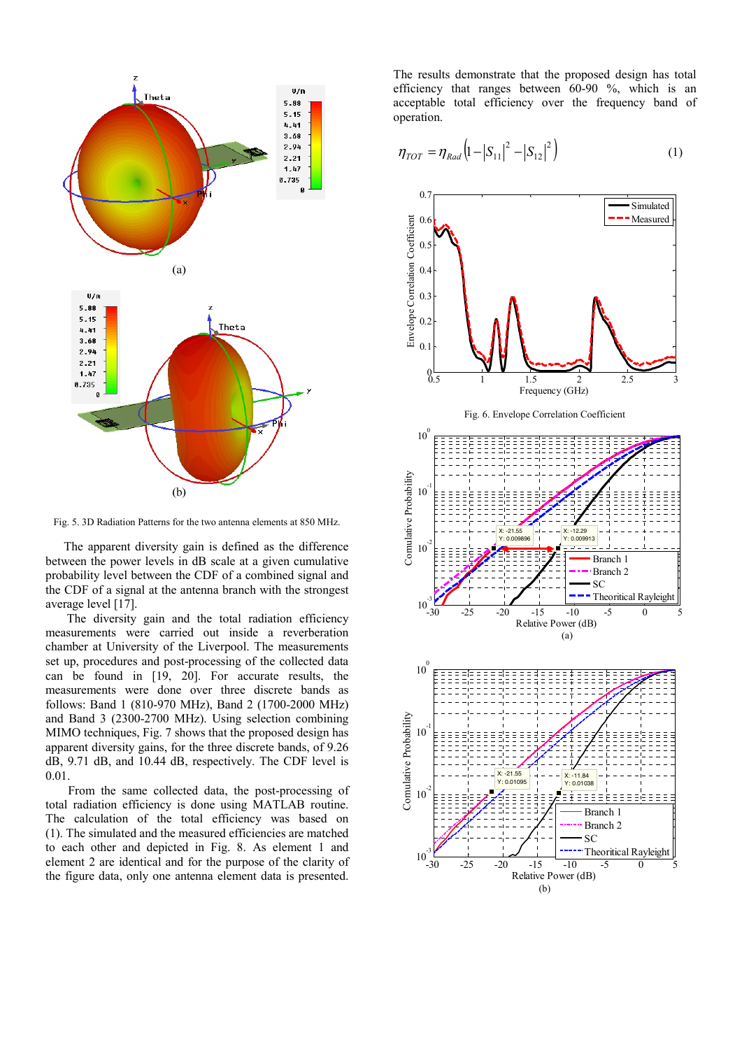(a)

(b)

Fig. 5. 3D Radiation Patterns for the two antenna elements at 850 MHz.

The apparent diversity gain is defined as the difference between the power levels in dB scale at a given cumulative probability level between the CDF of a combined signal and the CDF of a signal at the antenna branch with the strongest average level [17].

The diversity gain and the total radiation efficiency measurements were carried out inside a reverberation chamber at University of the Liverpool. The measurements set up, procedures and post-processing of the collected data can be found in [19, 20]. For accurate results, the measurements were done over three discrete bands as follows: Band 1 (810-970 MHz), Band 2 (1700-2000 MHz) and Band 3 (2300-2700 MHz). Using selection combining MIMO techniques, Fig. 7 shows that the proposed design has apparent diversity gains, for the three discrete bands, of 9.26 dB, 9.71 dB, and 10.44 dB, respectively. The CDF level is 0.01.

From the same collected data, the post-processing of total radiation efficiency is done using MATLAB routine. The calculation of the total efficiency was based on (1). The simulated and the measured efficiencies are matched to each other and depicted in Fig. 8. As element 1 and element 2 are identical and for the purpose of the clarity of the figure data, only one antenna element data is presented.

The results demonstrate that the proposed design has total efficiency that ranges between 60-90 %, which is an acceptable total efficiency over the frequency band of operation.

$$\eta_{TOT} = \eta_{Rad}\left(1-\left|S_{11}\right|^2-\left|S_{12}\right|^2\right) \tag{1}$$

Fig. 6. Envelope Correlation Coefficient

(a)

(b)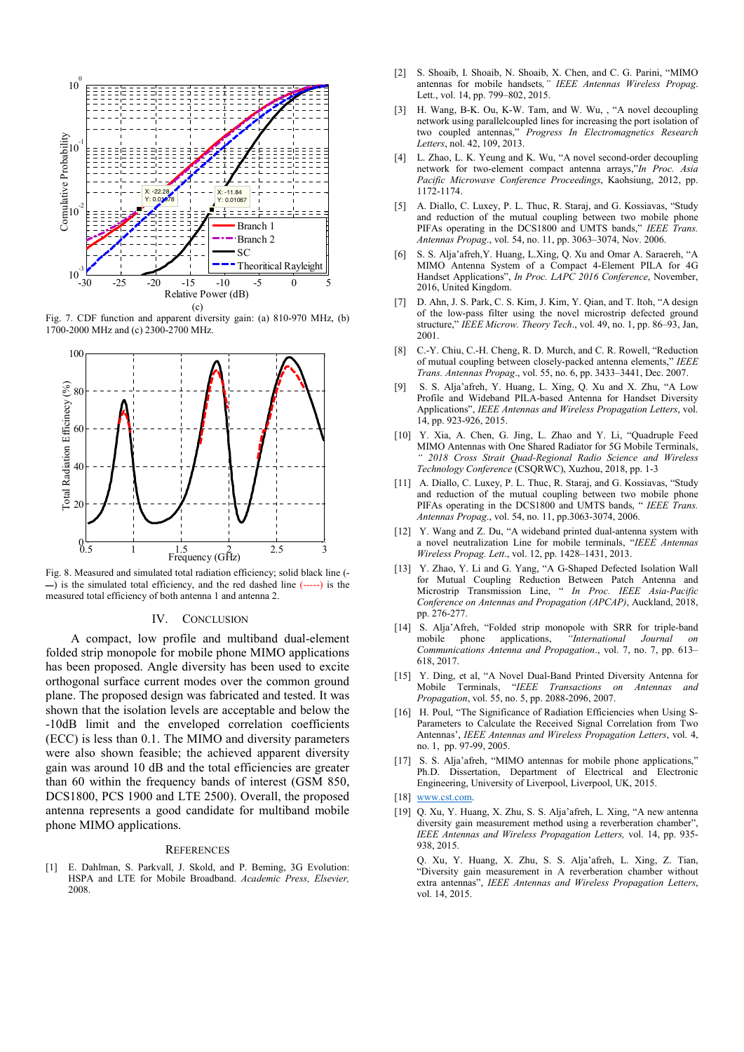$10^0$

$10^{-1}$

$10^{-2}$

$10^{-3}$

Comulative Probability

X: -22.28
Y: 0.01978

X: -11.84
Y: 0.01067

Branch 1
Branch 2
SC
Theoritical Rayleight

-30 -25 -20 -15 -10 -5 0 5

Relative Power (dB)

(c)

Fig. 7. CDF function and apparent diversity gain: (a) 810-970 MHz, (b) 1700-2000 MHz and (c) 2300-2700 MHz.

100
80
60
40
20
0

Total Radiation Efficiency (%)

0.5 1 1.5 2 2.5 3

Frequency (GHz)

Fig. 8. Measured and simulated total radiation efficiency; solid black line (—) is the simulated total efficiency, and the red dashed line (-----) is the measured total efficiency of both antenna 1 and antenna 2.

## IV. Conclusion

A compact, low profile and multiband dual-element folded strip monopole for mobile phone MIMO applications has been proposed. Angle diversity has been used to excite orthogonal surface current modes over the common ground plane. The proposed design was fabricated and tested. It was shown that the isolation levels are acceptable and below the -10dB limit and the enveloped correlation coefficients (ECC) is less than 0.1. The MIMO and diversity parameters were also shown feasible; the achieved apparent diversity gain was around 10 dB and the total efficiencies are greater than 60 within the frequency bands of interest (GSM 850, DCS1800, PCS 1900 and LTE 2500). Overall, the proposed antenna represents a good candidate for multiband mobile phone MIMO applications.

## References

[1] E. Dahlman, S. Parkvall, J. Skold, and P. Beming, 3G Evolution: HSPA and LTE for Mobile Broadband. *Academic Press, Elsevier,* 2008.

[2] S. Shoaib, I. Shoaib, N. Shoaib, X. Chen, and C. G. Parini, "MIMO antennas for mobile handsets," *IEEE Antennas Wireless Propag.* Lett., vol. 14, pp. 799–802, 2015.

[3] H. Wang, B-K. Ou, K-W. Tam, and W. Wu, , "A novel decoupling network using parallelcoupled lines for increasing the port isolation of two coupled antennas," *Progress In Electromagnetics Research Letters*, nol. 42, 109, 2013.

[4] L. Zhao, L. K. Yeung and K. Wu, "A novel second-order decoupling network for two-element compact antenna arrays,"*In Proc. Asia Pacific Microwave Conference Proceedings*, Kaohsiung, 2012, pp. 1172-1174.

[5] A. Diallo, C. Luxey, P. L. Thuc, R. Staraj, and G. Kossiavas, "Study and reduction of the mutual coupling between two mobile phone PIFAs operating in the DCS1800 and UMTS bands," *IEEE Trans. Antennas Propag*., vol. 54, no. 11, pp. 3063–3074, Nov. 2006.

[6] S. S. Alja'afreh,Y. Huang, L.Xing, Q. Xu and Omar A. Saraereh, "A MIMO Antenna System of a Compact 4-Element PILA for 4G Handset Applications", *In Proc. LAPC 2016 Conference*, November, 2016, United Kingdom.

[7] D. Ahn, J. S. Park, C. S. Kim, J. Kim, Y. Qian, and T. Itoh, "A design of the low-pass filter using the novel microstrip defected ground structure," *IEEE Microw. Theory Tech*., vol. 49, no. 1, pp. 86–93, Jan, 2001.

[8] C.-Y. Chiu, C.-H. Cheng, R. D. Murch, and C. R. Rowell, "Reduction of mutual coupling between closely-packed antenna elements," *IEEE Trans. Antennas Propag*., vol. 55, no. 6, pp. 3433–3441, Dec. 2007.

[9] S. S. Alja'afreh, Y. Huang, L. Xing, Q. Xu and X. Zhu, "A Low Profile and Wideband PILA-based Antenna for Handset Diversity Applications", *IEEE Antennas and Wireless Propagation Letters*, vol. 14, pp. 923-926, 2015.

[10] Y. Xia, A. Chen, G. Jing, L. Zhao and Y. Li, "Quadruple Feed MIMO Antennas with One Shared Radiator for 5G Mobile Terminals, " *2018 Cross Strait Quad-Regional Radio Science and Wireless Technology Conference* (CSQRWC), Xuzhou, 2018, pp. 1-3

[11] A. Diallo, C. Luxey, P. L. Thuc, R. Staraj, and G. Kossiavas, "Study and reduction of the mutual coupling between two mobile phone PIFAs operating in the DCS1800 and UMTS bands, " *IEEE Trans. Antennas Propag*., vol. 54, no. 11, pp.3063-3074, 2006.

[12] Y. Wang and Z. Du, "A wideband printed dual-antenna system with a novel neutralization Line for mobile terminals, "*IEEE Antennas Wireless Propag. Lett*., vol. 12, pp. 1428–1431, 2013.

[13] Y. Zhao, Y. Li and G. Yang, "A G-Shaped Defected Isolation Wall for Mutual Coupling Reduction Between Patch Antenna and Microstrip Transmission Line, " *In Proc. IEEE Asia-Pacific Conference on Antennas and Propagation (APCAP)*, Auckland, 2018, pp. 276-277.

[14] S. Alja'Afreh, "Folded strip monopole with SRR for triple-band mobile phone applications, *"International Journal on Communications Antenna and Propagation*., vol. 7, no. 7, pp. 613–618, 2017.

[15] Y. Ding, et al, "A Novel Dual-Band Printed Diversity Antenna for Mobile Terminals, "*IEEE Transactions on Antennas and Propagation*, vol. 55, no. 5, pp. 2088-2096, 2007.

[16] H. Poul, "The Significance of Radiation Efficiencies when Using S-Parameters to Calculate the Received Signal Correlation from Two Antennas", *IEEE Antennas and Wireless Propagation Letters*, vol. 4, no. 1, pp. 97-99, 2005.

[17] S. S. Alja'afreh, "MIMO antennas for mobile phone applications," Ph.D. Dissertation, Department of Electrical and Electronic Engineering, University of Liverpool, Liverpool, UK, 2015.

[18] www.cst.com.

[19] Q. Xu, Y. Huang, X. Zhu, S. S. Alja'afreh, L. Xing, "A new antenna diversity gain measurement method using a reverberation chamber", *IEEE Antennas and Wireless Propagation Letters,* vol. 14, pp. 935-938, 2015.

Q. Xu, Y. Huang, X. Zhu, S. S. Alja'afreh, L. Xing, Z. Tian, "Diversity gain measurement in A reverberation chamber without extra antennas", *IEEE Antennas and Wireless Propagation Letters*, vol. 14, 2015.